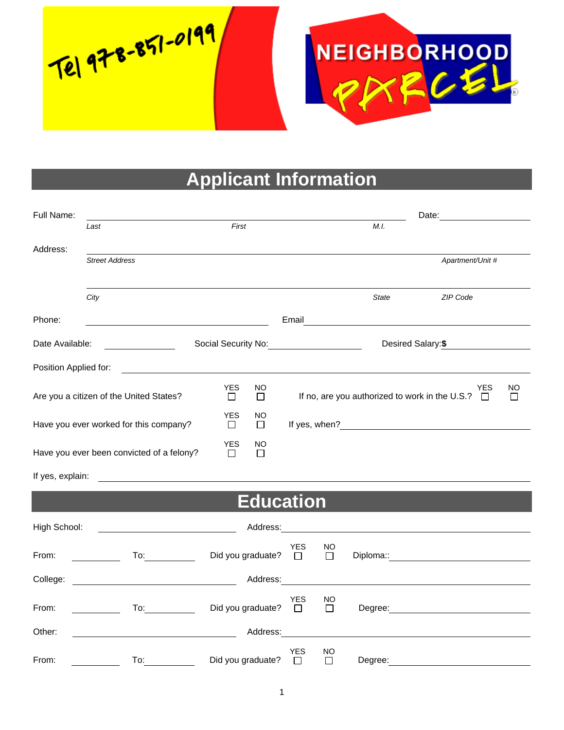Tel 978-851-0199

NEIGHBORHOOD PARCEL®

# Applicant Information

Full Name: ______________________________________________ Date: ______________

*Last* *First* *M.I.*

Address: ______________________________________________

*Street Address* *Apartment/Unit #*

______________________________________________

*City* *State* *ZIP Code*

Phone: ______________________ Email ______________________

Date Available: ____________ Social Security No: ____________ Desired Salary:**$** ____________

Position Applied for: ______________________________________________

Are you a citizen of the United States? YES ☐ NO ☐ If no, are you authorized to work in the U.S.? YES ☐ NO ☐

Have you ever worked for this company? YES ☐ NO ☐ If yes, when? ______________________

Have you ever been convicted of a felony? YES ☐ NO ☐

If yes, explain: ______________________________________________

# Education

High School: ______________________ Address: ______________________

From: __________ To: __________ Did you graduate? YES ☐ NO ☐ Diploma:: ______________________

College: ______________________ Address: ______________________

From: __________ To: __________ Did you graduate? YES ☐ NO ☐ Degree: ______________________

Other: ______________________ Address: ______________________

From: __________ To: __________ Did you graduate? YES ☐ NO ☐ Degree: ______________________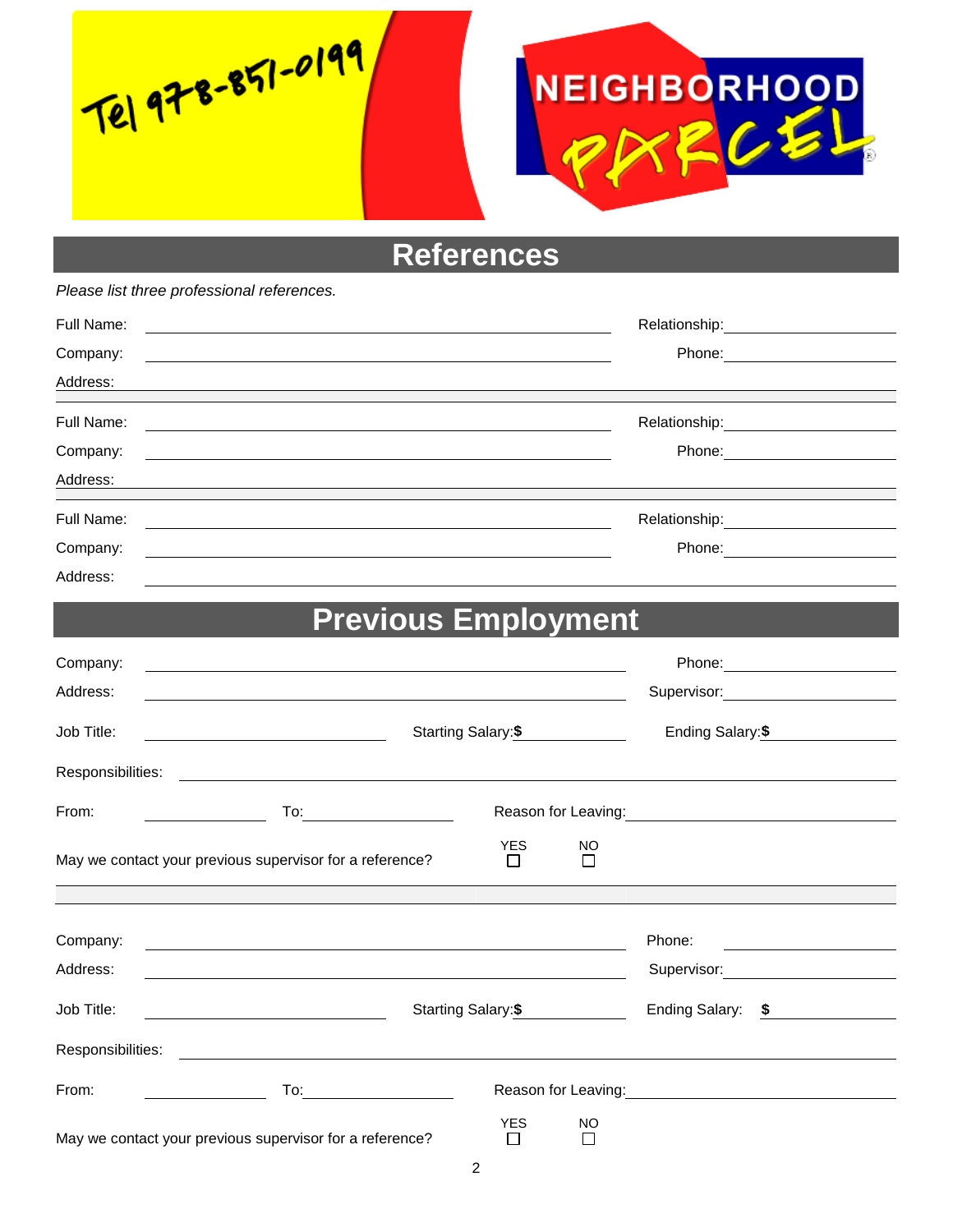Tel 978-851-0199

NEIGHBORHOOD PARCEL®

## References

*Please list three professional references.*

Full Name: ______________________________ Relationship: ______________

Company: ______________________________ Phone: ______________

Address: ______________________________________________

Full Name: ______________________________ Relationship: ______________

Company: ______________________________ Phone: ______________

Address: ______________________________________________

Full Name: ______________________________ Relationship: ______________

Company: ______________________________ Phone: ______________

Address: ______________________________________________

## Previous Employment

Company: ______________________________ Phone: ______________

Address: ______________________________ Supervisor: ______________

Job Title: ______________ Starting Salary: **$** ______________ Ending Salary: **$** ______________

Responsibilities: ______________________________________________

From: ______________ To: ______________ Reason for Leaving: ______________

May we contact your previous supervisor for a reference? YES ☐ NO ☐

Company: ______________________________ Phone: ______________

Address: ______________________________ Supervisor: ______________

Job Title: ______________ Starting Salary: **$** ______________ Ending Salary: **$** ______________

Responsibilities: ______________________________________________

From: ______________ To: ______________ Reason for Leaving: ______________

May we contact your previous supervisor for a reference? YES ☐ NO ☐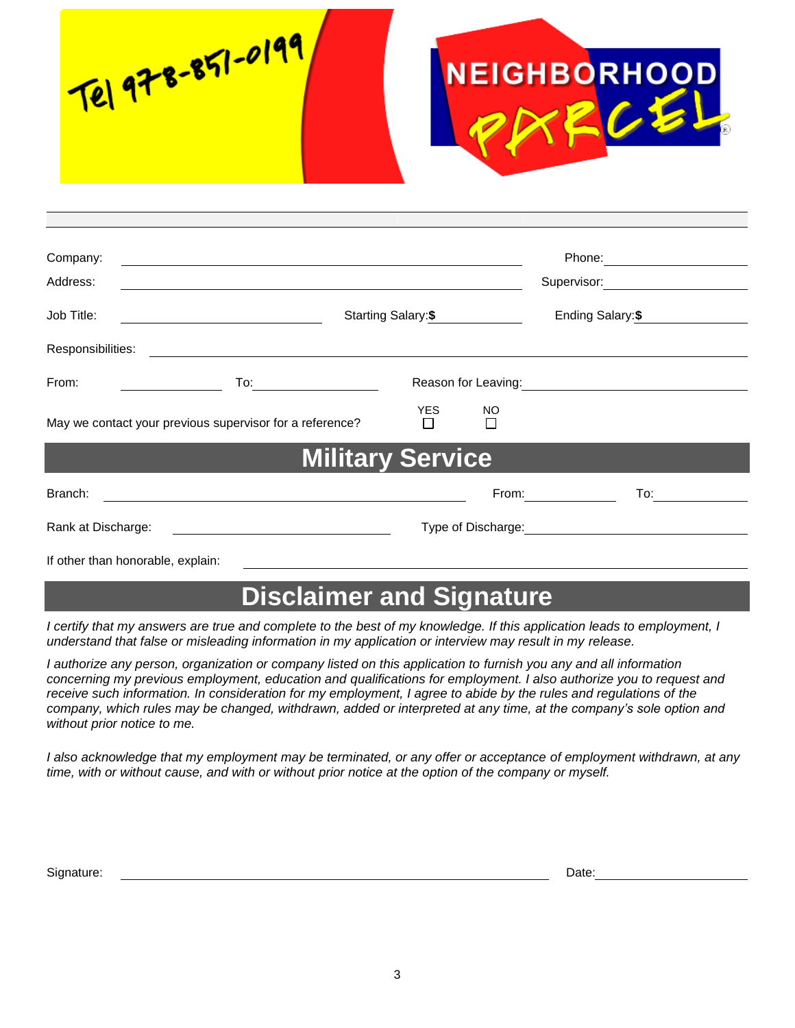Tel 978-851-0199

NEIGHBORHOOD PARCEL®

Company: \_\_\_\_\_\_\_\_\_\_\_\_\_\_\_\_\_\_\_\_ Phone: \_\_\_\_\_\_\_\_\_\_

Address: \_\_\_\_\_\_\_\_\_\_\_\_\_\_\_\_\_\_\_\_ Supervisor: \_\_\_\_\_\_\_\_\_\_

Job Title: \_\_\_\_\_\_\_\_\_\_ Starting Salary:**$** \_\_\_\_\_\_\_\_\_\_ Ending Salary:**$** \_\_\_\_\_\_\_\_\_\_

Responsibilities: \_\_\_\_\_\_\_\_\_\_\_\_\_\_\_\_\_\_\_\_

From: \_\_\_\_\_\_\_\_\_\_ To: \_\_\_\_\_\_\_\_\_\_ Reason for Leaving: \_\_\_\_\_\_\_\_\_\_

May we contact your previous supervisor for a reference? YES ☐ NO ☐

## Military Service

Branch: \_\_\_\_\_\_\_\_\_\_\_\_\_\_\_\_\_\_\_\_ From: \_\_\_\_\_\_\_\_\_\_ To: \_\_\_\_\_\_\_\_\_\_

Rank at Discharge: \_\_\_\_\_\_\_\_\_\_ Type of Discharge: \_\_\_\_\_\_\_\_\_\_

If other than honorable, explain: \_\_\_\_\_\_\_\_\_\_\_\_\_\_\_\_\_\_\_\_

## Disclaimer and Signature

*I certify that my answers are true and complete to the best of my knowledge. If this application leads to employment, I understand that false or misleading information in my application or interview may result in my release.*

*I authorize any person, organization or company listed on this application to furnish you any and all information concerning my previous employment, education and qualifications for employment. I also authorize you to request and receive such information. In consideration for my employment, I agree to abide by the rules and regulations of the company, which rules may be changed, withdrawn, added or interpreted at any time, at the company's sole option and without prior notice to me.*

*I also acknowledge that my employment may be terminated, or any offer or acceptance of employment withdrawn, at any time, with or without cause, and with or without prior notice at the option of the company or myself.*

Signature: \_\_\_\_\_\_\_\_\_\_\_\_\_\_\_\_\_\_\_\_ Date: \_\_\_\_\_\_\_\_\_\_